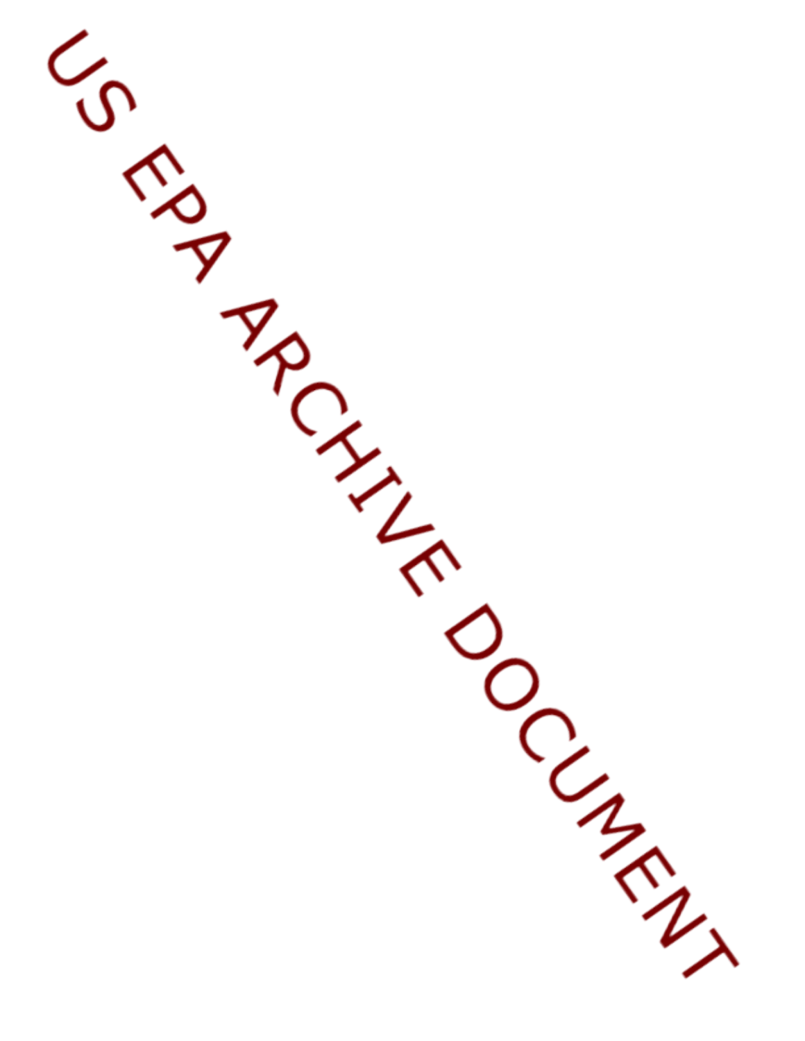US EPA ARCHIVE DOCUMENT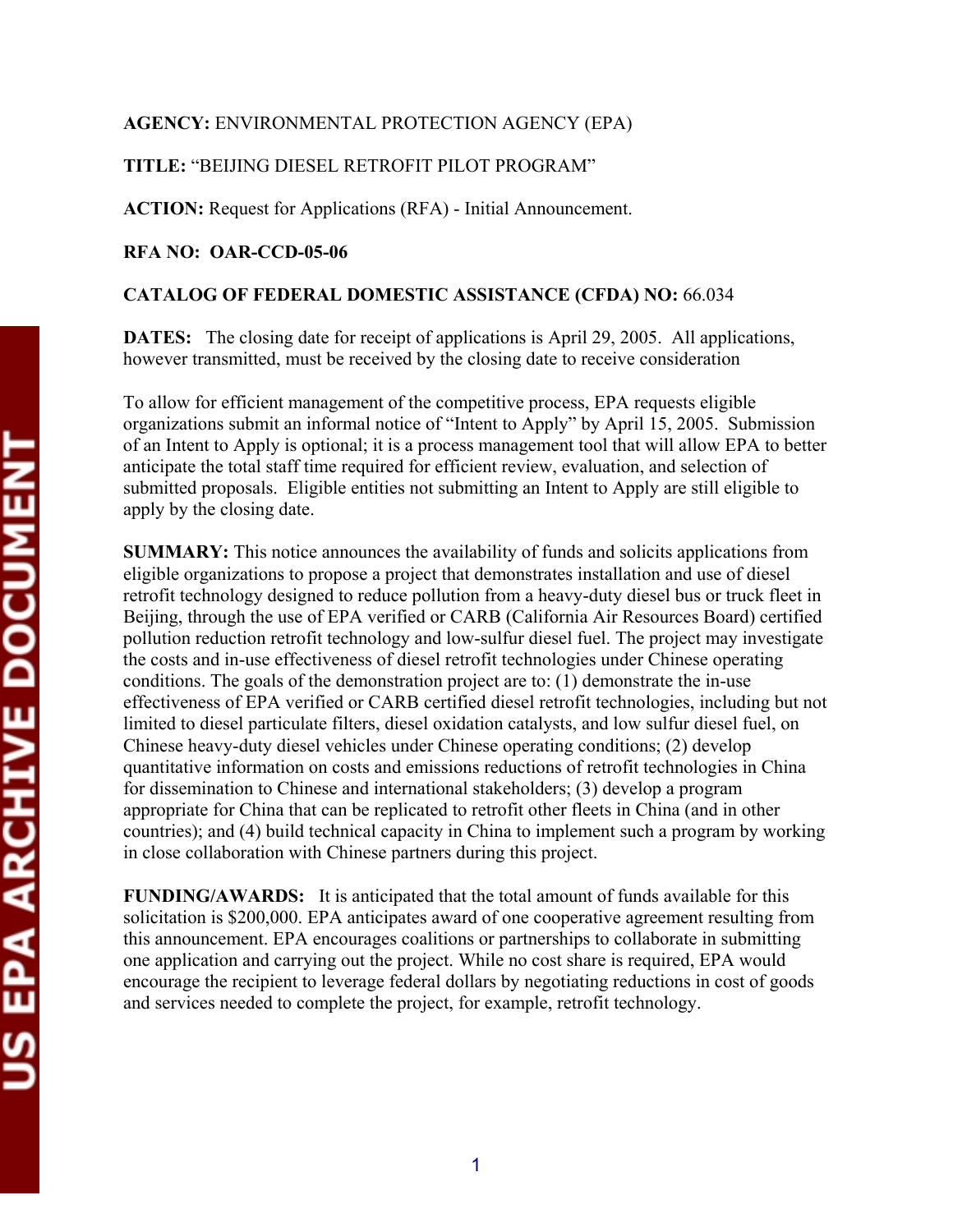**AGENCY:** ENVIRONMENTAL PROTECTION AGENCY (EPA)

**TITLE:** "BEIJING DIESEL RETROFIT PILOT PROGRAM"

**ACTION:** Request for Applications (RFA) - Initial Announcement.

**RFA NO: OAR-CCD-05-06**

**CATALOG OF FEDERAL DOMESTIC ASSISTANCE (CFDA) NO:** 66.034

**DATES:** The closing date for receipt of applications is April 29, 2005. All applications, however transmitted, must be received by the closing date to receive consideration

To allow for efficient management of the competitive process, EPA requests eligible organizations submit an informal notice of "Intent to Apply" by April 15, 2005. Submission of an Intent to Apply is optional; it is a process management tool that will allow EPA to better anticipate the total staff time required for efficient review, evaluation, and selection of submitted proposals. Eligible entities not submitting an Intent to Apply are still eligible to apply by the closing date.

**SUMMARY:** This notice announces the availability of funds and solicits applications from eligible organizations to propose a project that demonstrates installation and use of diesel retrofit technology designed to reduce pollution from a heavy-duty diesel bus or truck fleet in Beijing, through the use of EPA verified or CARB (California Air Resources Board) certified pollution reduction retrofit technology and low-sulfur diesel fuel. The project may investigate the costs and in-use effectiveness of diesel retrofit technologies under Chinese operating conditions. The goals of the demonstration project are to: (1) demonstrate the in-use effectiveness of EPA verified or CARB certified diesel retrofit technologies, including but not limited to diesel particulate filters, diesel oxidation catalysts, and low sulfur diesel fuel, on Chinese heavy-duty diesel vehicles under Chinese operating conditions; (2) develop quantitative information on costs and emissions reductions of retrofit technologies in China for dissemination to Chinese and international stakeholders; (3) develop a program appropriate for China that can be replicated to retrofit other fleets in China (and in other countries); and (4) build technical capacity in China to implement such a program by working in close collaboration with Chinese partners during this project.

**FUNDING/AWARDS:** It is anticipated that the total amount of funds available for this solicitation is $200,000. EPA anticipates award of one cooperative agreement resulting from this announcement. EPA encourages coalitions or partnerships to collaborate in submitting one application and carrying out the project. While no cost share is required, EPA would encourage the recipient to leverage federal dollars by negotiating reductions in cost of goods and services needed to complete the project, for example, retrofit technology.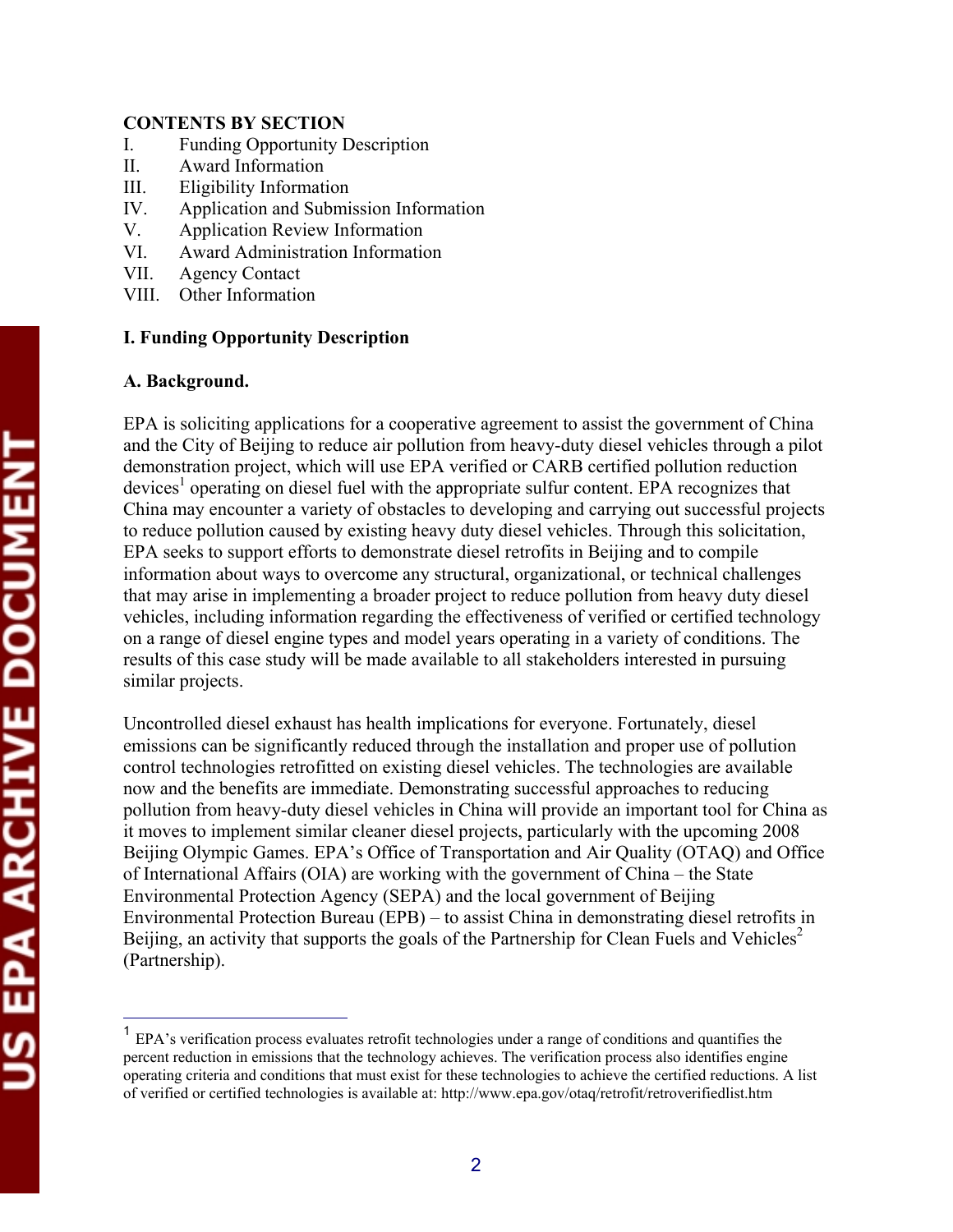**CONTENTS BY SECTION**

I. Funding Opportunity Description
II. Award Information
III. Eligibility Information
IV. Application and Submission Information
V. Application Review Information
VI. Award Administration Information
VII. Agency Contact
VIII. Other Information

## I. Funding Opportunity Description

### A. Background.

EPA is soliciting applications for a cooperative agreement to assist the government of China and the City of Beijing to reduce air pollution from heavy-duty diesel vehicles through a pilot demonstration project, which will use EPA verified or CARB certified pollution reduction devices[1] operating on diesel fuel with the appropriate sulfur content. EPA recognizes that China may encounter a variety of obstacles to developing and carrying out successful projects to reduce pollution caused by existing heavy duty diesel vehicles. Through this solicitation, EPA seeks to support efforts to demonstrate diesel retrofits in Beijing and to compile information about ways to overcome any structural, organizational, or technical challenges that may arise in implementing a broader project to reduce pollution from heavy duty diesel vehicles, including information regarding the effectiveness of verified or certified technology on a range of diesel engine types and model years operating in a variety of conditions. The results of this case study will be made available to all stakeholders interested in pursuing similar projects.

Uncontrolled diesel exhaust has health implications for everyone. Fortunately, diesel emissions can be significantly reduced through the installation and proper use of pollution control technologies retrofitted on existing diesel vehicles. The technologies are available now and the benefits are immediate. Demonstrating successful approaches to reducing pollution from heavy-duty diesel vehicles in China will provide an important tool for China as it moves to implement similar cleaner diesel projects, particularly with the upcoming 2008 Beijing Olympic Games. EPA's Office of Transportation and Air Quality (OTAQ) and Office of International Affairs (OIA) are working with the government of China – the State Environmental Protection Agency (SEPA) and the local government of Beijing Environmental Protection Bureau (EPB) – to assist China in demonstrating diesel retrofits in Beijing, an activity that supports the goals of the Partnership for Clean Fuels and Vehicles[2] (Partnership).

---

[1] EPA's verification process evaluates retrofit technologies under a range of conditions and quantifies the percent reduction in emissions that the technology achieves. The verification process also identifies engine operating criteria and conditions that must exist for these technologies to achieve the certified reductions. A list of verified or certified technologies is available at: http://www.epa.gov/otaq/retrofit/retroverifiedlist.htm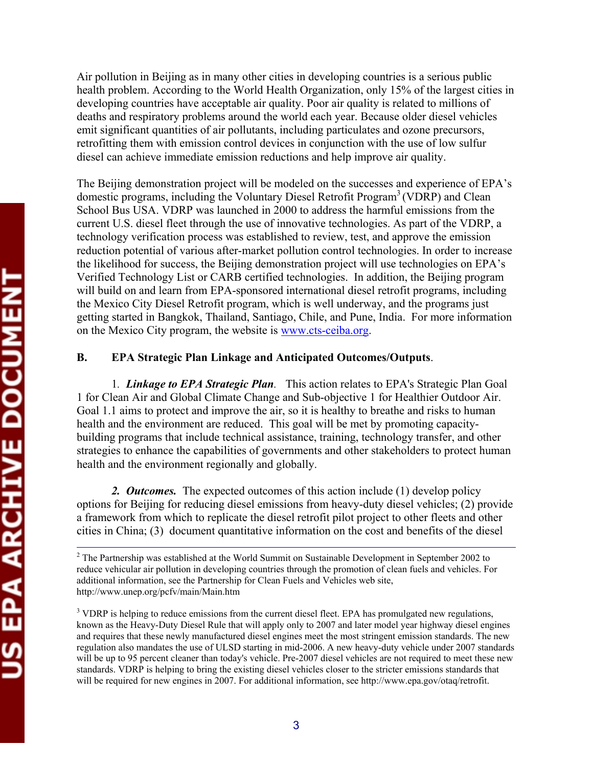Air pollution in Beijing as in many other cities in developing countries is a serious public health problem. According to the World Health Organization, only 15% of the largest cities in developing countries have acceptable air quality. Poor air quality is related to millions of deaths and respiratory problems around the world each year. Because older diesel vehicles emit significant quantities of air pollutants, including particulates and ozone precursors, retrofitting them with emission control devices in conjunction with the use of low sulfur diesel can achieve immediate emission reductions and help improve air quality.

The Beijing demonstration project will be modeled on the successes and experience of EPA's domestic programs, including the Voluntary Diesel Retrofit Program[3] (VDRP) and Clean School Bus USA. VDRP was launched in 2000 to address the harmful emissions from the current U.S. diesel fleet through the use of innovative technologies. As part of the VDRP, a technology verification process was established to review, test, and approve the emission reduction potential of various after-market pollution control technologies. In order to increase the likelihood for success, the Beijing demonstration project will use technologies on EPA's Verified Technology List or CARB certified technologies. In addition, the Beijing program will build on and learn from EPA-sponsored international diesel retrofit programs, including the Mexico City Diesel Retrofit program, which is well underway, and the programs just getting started in Bangkok, Thailand, Santiago, Chile, and Pune, India. For more information on the Mexico City program, the website is www.cts-ceiba.org.

**B. EPA Strategic Plan Linkage and Anticipated Outcomes/Outputs**.

1. ***Linkage to EPA Strategic Plan***. This action relates to EPA's Strategic Plan Goal 1 for Clean Air and Global Climate Change and Sub-objective 1 for Healthier Outdoor Air. Goal 1.1 aims to protect and improve the air, so it is healthy to breathe and risks to human health and the environment are reduced. This goal will be met by promoting capacity-building programs that include technical assistance, training, technology transfer, and other strategies to enhance the capabilities of governments and other stakeholders to protect human health and the environment regionally and globally.

***2. Outcomes.*** The expected outcomes of this action include (1) develop policy options for Beijing for reducing diesel emissions from heavy-duty diesel vehicles; (2) provide a framework from which to replicate the diesel retrofit pilot project to other fleets and other cities in China; (3) document quantitative information on the cost and benefits of the diesel

---

[2] The Partnership was established at the World Summit on Sustainable Development in September 2002 to reduce vehicular air pollution in developing countries through the promotion of clean fuels and vehicles. For additional information, see the Partnership for Clean Fuels and Vehicles web site, http://www.unep.org/pcfv/main/Main.htm

[3] VDRP is helping to reduce emissions from the current diesel fleet. EPA has promulgated new regulations, known as the Heavy-Duty Diesel Rule that will apply only to 2007 and later model year highway diesel engines and requires that these newly manufactured diesel engines meet the most stringent emission standards. The new regulation also mandates the use of ULSD starting in mid-2006. A new heavy-duty vehicle under 2007 standards will be up to 95 percent cleaner than today's vehicle. Pre-2007 diesel vehicles are not required to meet these new standards. VDRP is helping to bring the existing diesel vehicles closer to the stricter emissions standards that will be required for new engines in 2007. For additional information, see http://www.epa.gov/otaq/retrofit.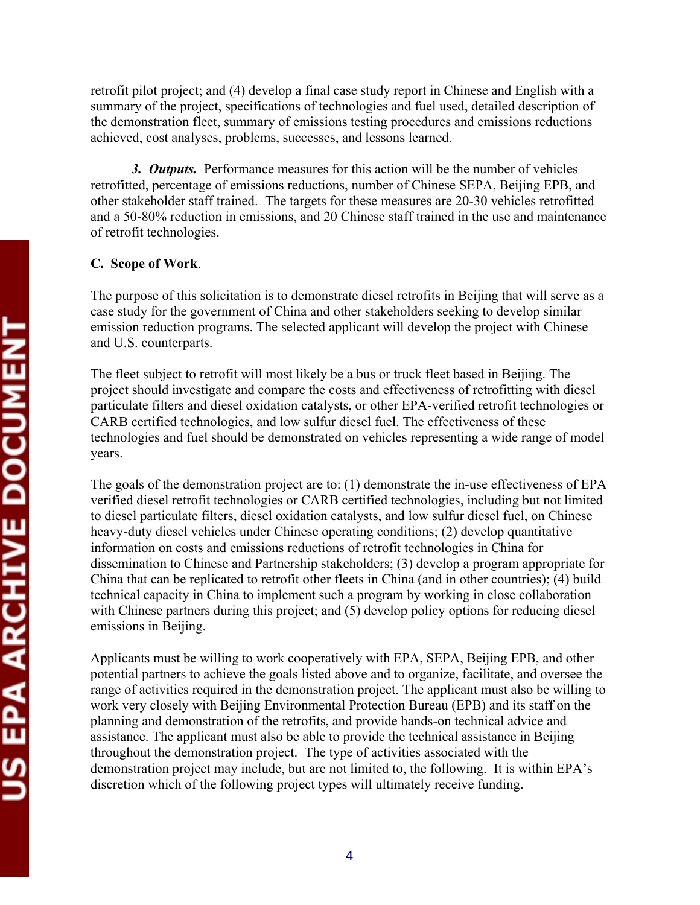retrofit pilot project; and (4) develop a final case study report in Chinese and English with a summary of the project, specifications of technologies and fuel used, detailed description of the demonstration fleet, summary of emissions testing procedures and emissions reductions achieved, cost analyses, problems, successes, and lessons learned.

***3. Outputs.*** Performance measures for this action will be the number of vehicles retrofitted, percentage of emissions reductions, number of Chinese SEPA, Beijing EPB, and other stakeholder staff trained. The targets for these measures are 20-30 vehicles retrofitted and a 50-80% reduction in emissions, and 20 Chinese staff trained in the use and maintenance of retrofit technologies.

**C. Scope of Work**.

The purpose of this solicitation is to demonstrate diesel retrofits in Beijing that will serve as a case study for the government of China and other stakeholders seeking to develop similar emission reduction programs. The selected applicant will develop the project with Chinese and U.S. counterparts.

The fleet subject to retrofit will most likely be a bus or truck fleet based in Beijing. The project should investigate and compare the costs and effectiveness of retrofitting with diesel particulate filters and diesel oxidation catalysts, or other EPA-verified retrofit technologies or CARB certified technologies, and low sulfur diesel fuel. The effectiveness of these technologies and fuel should be demonstrated on vehicles representing a wide range of model years.

The goals of the demonstration project are to: (1) demonstrate the in-use effectiveness of EPA verified diesel retrofit technologies or CARB certified technologies, including but not limited to diesel particulate filters, diesel oxidation catalysts, and low sulfur diesel fuel, on Chinese heavy-duty diesel vehicles under Chinese operating conditions; (2) develop quantitative information on costs and emissions reductions of retrofit technologies in China for dissemination to Chinese and Partnership stakeholders; (3) develop a program appropriate for China that can be replicated to retrofit other fleets in China (and in other countries); (4) build technical capacity in China to implement such a program by working in close collaboration with Chinese partners during this project; and (5) develop policy options for reducing diesel emissions in Beijing.

Applicants must be willing to work cooperatively with EPA, SEPA, Beijing EPB, and other potential partners to achieve the goals listed above and to organize, facilitate, and oversee the range of activities required in the demonstration project. The applicant must also be willing to work very closely with Beijing Environmental Protection Bureau (EPB) and its staff on the planning and demonstration of the retrofits, and provide hands-on technical advice and assistance. The applicant must also be able to provide the technical assistance in Beijing throughout the demonstration project. The type of activities associated with the demonstration project may include, but are not limited to, the following. It is within EPA's discretion which of the following project types will ultimately receive funding.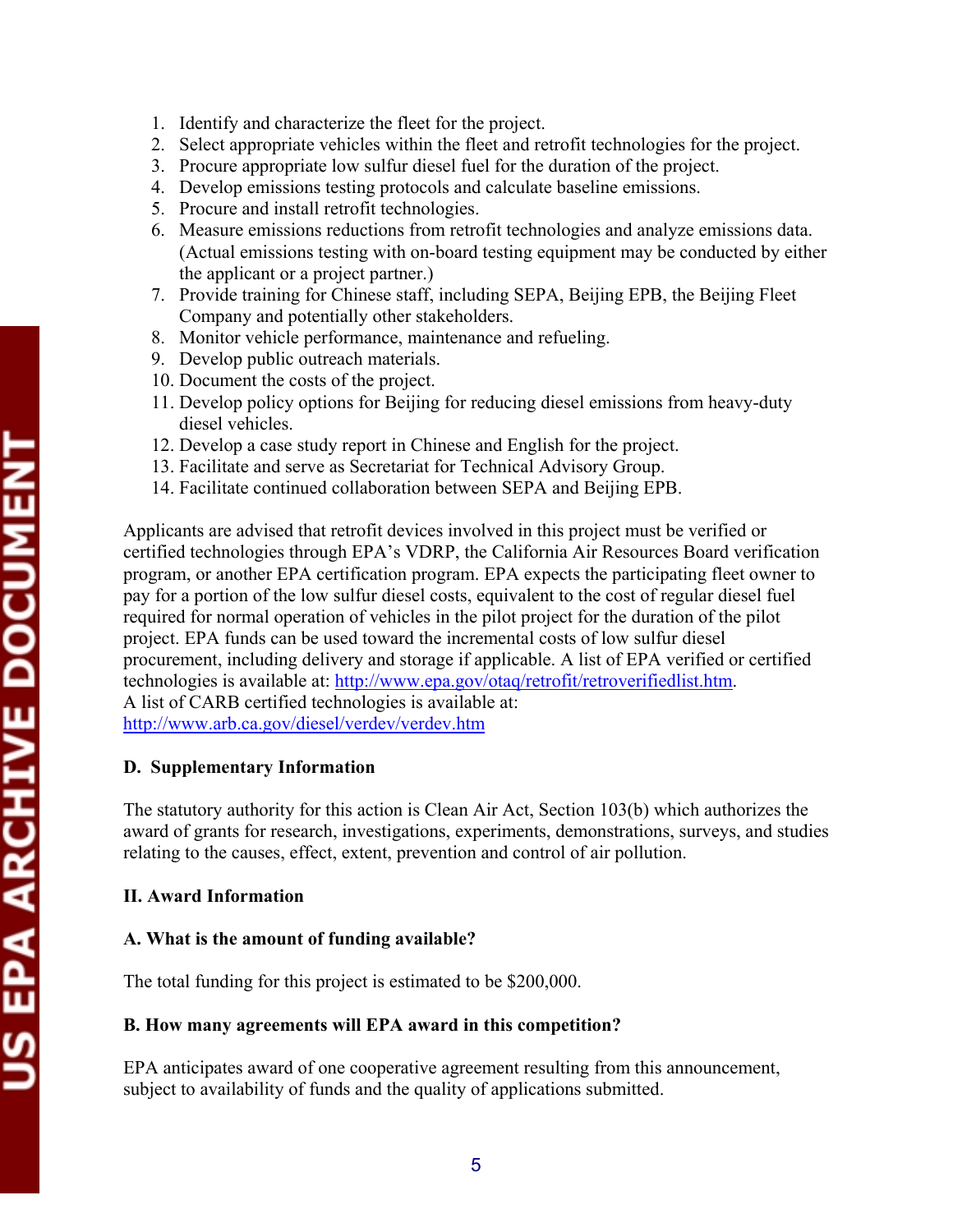1. Identify and characterize the fleet for the project.
2. Select appropriate vehicles within the fleet and retrofit technologies for the project.
3. Procure appropriate low sulfur diesel fuel for the duration of the project.
4. Develop emissions testing protocols and calculate baseline emissions.
5. Procure and install retrofit technologies.
6. Measure emissions reductions from retrofit technologies and analyze emissions data. (Actual emissions testing with on-board testing equipment may be conducted by either the applicant or a project partner.)
7. Provide training for Chinese staff, including SEPA, Beijing EPB, the Beijing Fleet Company and potentially other stakeholders.
8. Monitor vehicle performance, maintenance and refueling.
9. Develop public outreach materials.
10. Document the costs of the project.
11. Develop policy options for Beijing for reducing diesel emissions from heavy-duty diesel vehicles.
12. Develop a case study report in Chinese and English for the project.
13. Facilitate and serve as Secretariat for Technical Advisory Group.
14. Facilitate continued collaboration between SEPA and Beijing EPB.

Applicants are advised that retrofit devices involved in this project must be verified or certified technologies through EPA's VDRP, the California Air Resources Board verification program, or another EPA certification program. EPA expects the participating fleet owner to pay for a portion of the low sulfur diesel costs, equivalent to the cost of regular diesel fuel required for normal operation of vehicles in the pilot project for the duration of the pilot project. EPA funds can be used toward the incremental costs of low sulfur diesel procurement, including delivery and storage if applicable. A list of EPA verified or certified technologies is available at: http://www.epa.gov/otaq/retrofit/retroverifiedlist.htm.
A list of CARB certified technologies is available at:
http://www.arb.ca.gov/diesel/verdev/verdev.htm

### D. Supplementary Information

The statutory authority for this action is Clean Air Act, Section 103(b) which authorizes the award of grants for research, investigations, experiments, demonstrations, surveys, and studies relating to the causes, effect, extent, prevention and control of air pollution.

## II. Award Information

### A. What is the amount of funding available?

The total funding for this project is estimated to be $200,000.

### B. How many agreements will EPA award in this competition?

EPA anticipates award of one cooperative agreement resulting from this announcement, subject to availability of funds and the quality of applications submitted.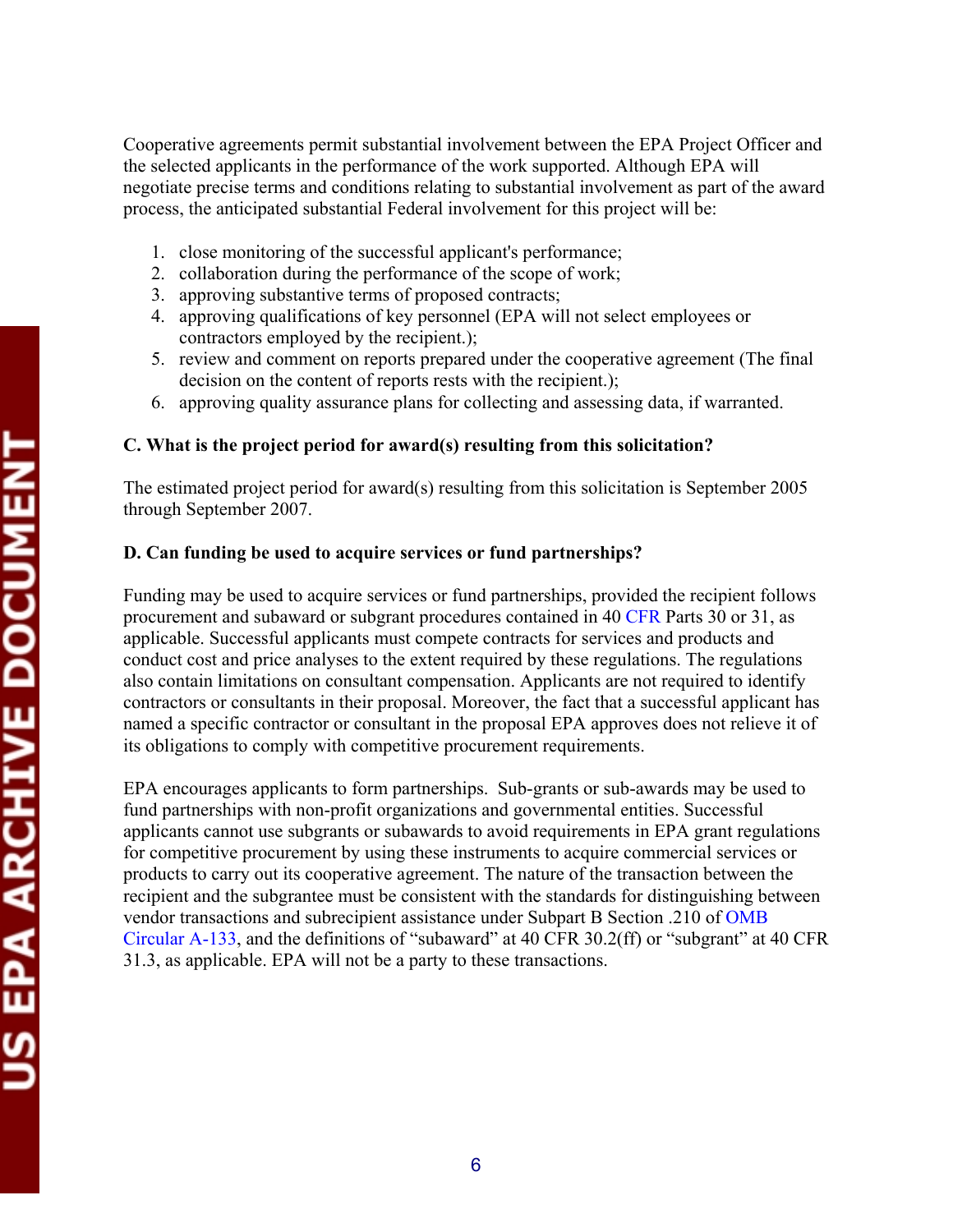Cooperative agreements permit substantial involvement between the EPA Project Officer and the selected applicants in the performance of the work supported. Although EPA will negotiate precise terms and conditions relating to substantial involvement as part of the award process, the anticipated substantial Federal involvement for this project will be:

1. close monitoring of the successful applicant's performance;
2. collaboration during the performance of the scope of work;
3. approving substantive terms of proposed contracts;
4. approving qualifications of key personnel (EPA will not select employees or contractors employed by the recipient.);
5. review and comment on reports prepared under the cooperative agreement (The final decision on the content of reports rests with the recipient.);
6. approving quality assurance plans for collecting and assessing data, if warranted.

**C. What is the project period for award(s) resulting from this solicitation?**

The estimated project period for award(s) resulting from this solicitation is September 2005 through September 2007.

**D. Can funding be used to acquire services or fund partnerships?**

Funding may be used to acquire services or fund partnerships, provided the recipient follows procurement and subaward or subgrant procedures contained in 40 CFR Parts 30 or 31, as applicable. Successful applicants must compete contracts for services and products and conduct cost and price analyses to the extent required by these regulations. The regulations also contain limitations on consultant compensation. Applicants are not required to identify contractors or consultants in their proposal. Moreover, the fact that a successful applicant has named a specific contractor or consultant in the proposal EPA approves does not relieve it of its obligations to comply with competitive procurement requirements.

EPA encourages applicants to form partnerships. Sub-grants or sub-awards may be used to fund partnerships with non-profit organizations and governmental entities. Successful applicants cannot use subgrants or subawards to avoid requirements in EPA grant regulations for competitive procurement by using these instruments to acquire commercial services or products to carry out its cooperative agreement. The nature of the transaction between the recipient and the subgrantee must be consistent with the standards for distinguishing between vendor transactions and subrecipient assistance under Subpart B Section .210 of OMB Circular A-133, and the definitions of "subaward" at 40 CFR 30.2(ff) or "subgrant" at 40 CFR 31.3, as applicable. EPA will not be a party to these transactions.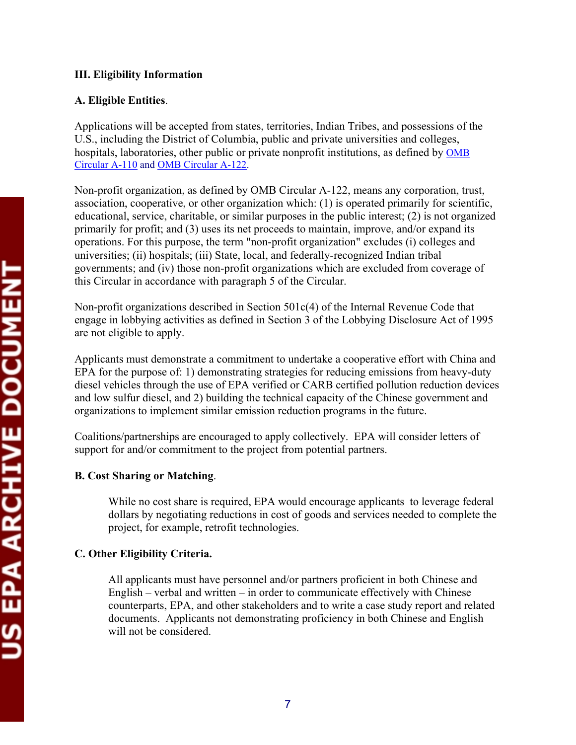### III. Eligibility Information

#### A. Eligible Entities.

Applications will be accepted from states, territories, Indian Tribes, and possessions of the U.S., including the District of Columbia, public and private universities and colleges, hospitals, laboratories, other public or private nonprofit institutions, as defined by OMB Circular A-110 and OMB Circular A-122.

Non-profit organization, as defined by OMB Circular A-122, means any corporation, trust, association, cooperative, or other organization which: (1) is operated primarily for scientific, educational, service, charitable, or similar purposes in the public interest; (2) is not organized primarily for profit; and (3) uses its net proceeds to maintain, improve, and/or expand its operations. For this purpose, the term "non-profit organization" excludes (i) colleges and universities; (ii) hospitals; (iii) State, local, and federally-recognized Indian tribal governments; and (iv) those non-profit organizations which are excluded from coverage of this Circular in accordance with paragraph 5 of the Circular.

Non-profit organizations described in Section 501c(4) of the Internal Revenue Code that engage in lobbying activities as defined in Section 3 of the Lobbying Disclosure Act of 1995 are not eligible to apply.

Applicants must demonstrate a commitment to undertake a cooperative effort with China and EPA for the purpose of: 1) demonstrating strategies for reducing emissions from heavy-duty diesel vehicles through the use of EPA verified or CARB certified pollution reduction devices and low sulfur diesel, and 2) building the technical capacity of the Chinese government and organizations to implement similar emission reduction programs in the future.

Coalitions/partnerships are encouraged to apply collectively. EPA will consider letters of support for and/or commitment to the project from potential partners.

#### B. Cost Sharing or Matching.

While no cost share is required, EPA would encourage applicants to leverage federal dollars by negotiating reductions in cost of goods and services needed to complete the project, for example, retrofit technologies.

#### C. Other Eligibility Criteria.

All applicants must have personnel and/or partners proficient in both Chinese and English – verbal and written – in order to communicate effectively with Chinese counterparts, EPA, and other stakeholders and to write a case study report and related documents. Applicants not demonstrating proficiency in both Chinese and English will not be considered.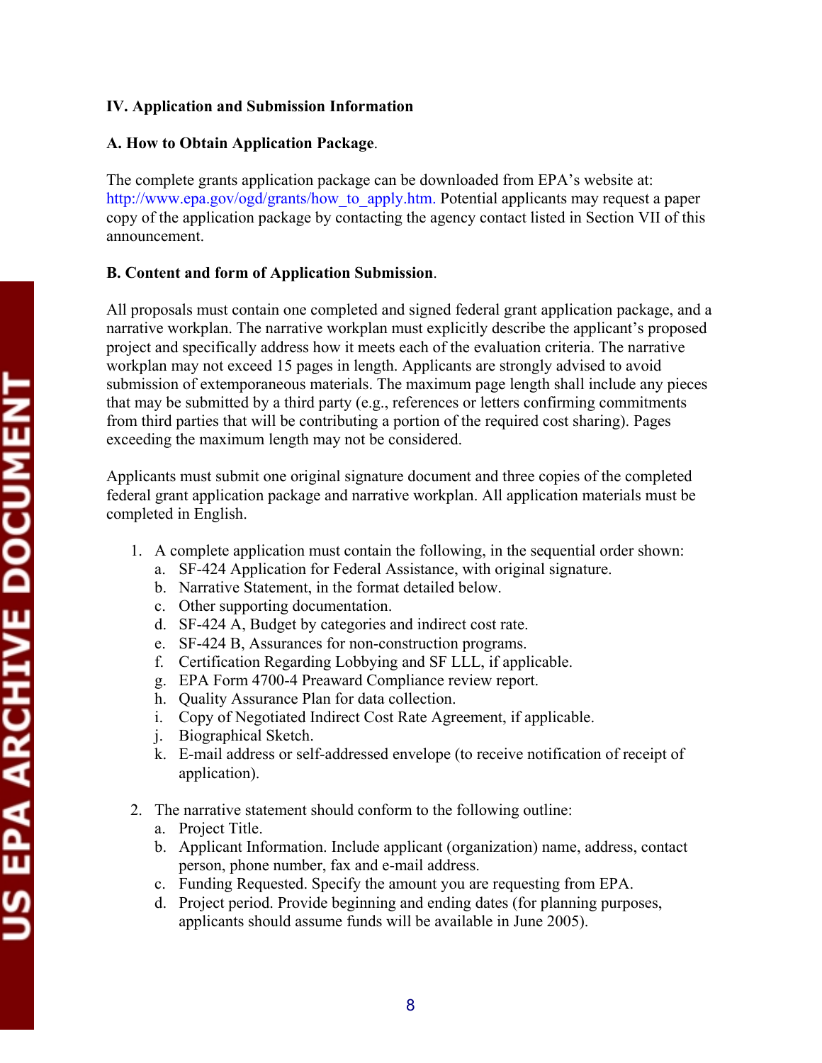**IV. Application and Submission Information**

**A. How to Obtain Application Package**.

The complete grants application package can be downloaded from EPA's website at: http://www.epa.gov/ogd/grants/how_to_apply.htm. Potential applicants may request a paper copy of the application package by contacting the agency contact listed in Section VII of this announcement.

**B. Content and form of Application Submission**.

All proposals must contain one completed and signed federal grant application package, and a narrative workplan. The narrative workplan must explicitly describe the applicant's proposed project and specifically address how it meets each of the evaluation criteria. The narrative workplan may not exceed 15 pages in length. Applicants are strongly advised to avoid submission of extemporaneous materials. The maximum page length shall include any pieces that may be submitted by a third party (e.g., references or letters confirming commitments from third parties that will be contributing a portion of the required cost sharing). Pages exceeding the maximum length may not be considered.

Applicants must submit one original signature document and three copies of the completed federal grant application package and narrative workplan. All application materials must be completed in English.

1. A complete application must contain the following, in the sequential order shown:
   a. SF-424 Application for Federal Assistance, with original signature.
   b. Narrative Statement, in the format detailed below.
   c. Other supporting documentation.
   d. SF-424 A, Budget by categories and indirect cost rate.
   e. SF-424 B, Assurances for non-construction programs.
   f. Certification Regarding Lobbying and SF LLL, if applicable.
   g. EPA Form 4700-4 Preaward Compliance review report.
   h. Quality Assurance Plan for data collection.
   i. Copy of Negotiated Indirect Cost Rate Agreement, if applicable.
   j. Biographical Sketch.
   k. E-mail address or self-addressed envelope (to receive notification of receipt of application).

2. The narrative statement should conform to the following outline:
   a. Project Title.
   b. Applicant Information. Include applicant (organization) name, address, contact person, phone number, fax and e-mail address.
   c. Funding Requested. Specify the amount you are requesting from EPA.
   d. Project period. Provide beginning and ending dates (for planning purposes, applicants should assume funds will be available in June 2005).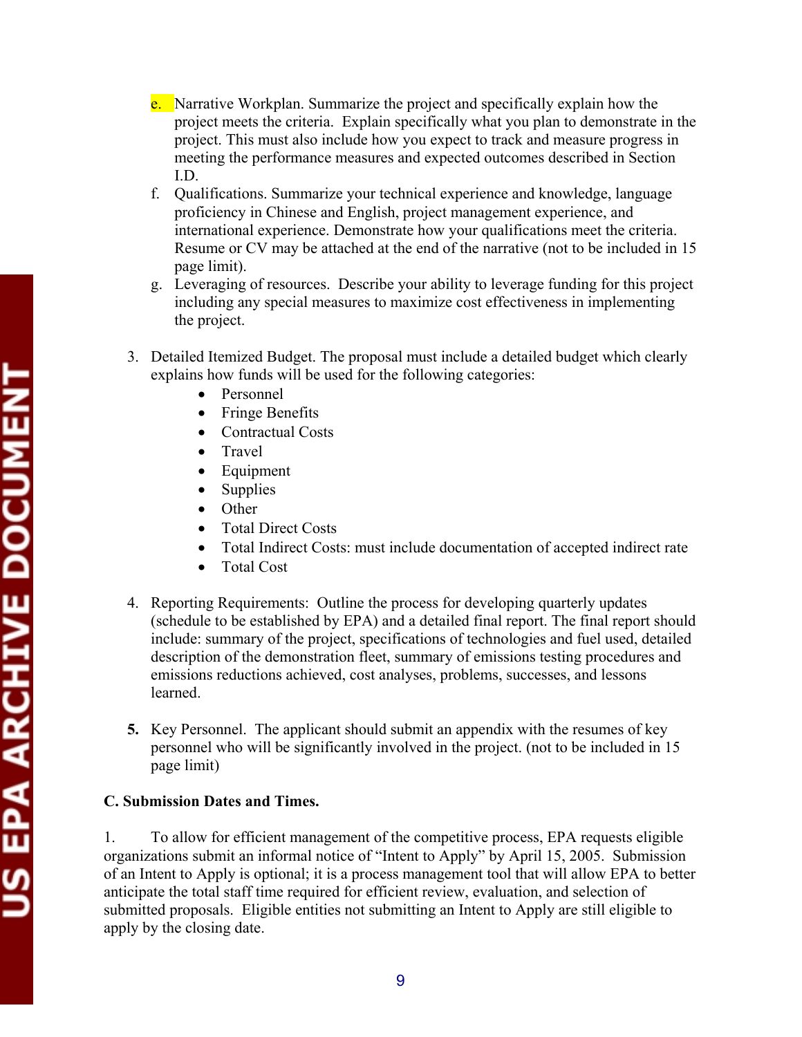e. Narrative Workplan. Summarize the project and specifically explain how the project meets the criteria. Explain specifically what you plan to demonstrate in the project. This must also include how you expect to track and measure progress in meeting the performance measures and expected outcomes described in Section I.D.

f. Qualifications. Summarize your technical experience and knowledge, language proficiency in Chinese and English, project management experience, and international experience. Demonstrate how your qualifications meet the criteria. Resume or CV may be attached at the end of the narrative (not to be included in 15 page limit).

g. Leveraging of resources. Describe your ability to leverage funding for this project including any special measures to maximize cost effectiveness in implementing the project.

3. Detailed Itemized Budget. The proposal must include a detailed budget which clearly explains how funds will be used for the following categories:
   - Personnel
   - Fringe Benefits
   - Contractual Costs
   - Travel
   - Equipment
   - Supplies
   - Other
   - Total Direct Costs
   - Total Indirect Costs: must include documentation of accepted indirect rate
   - Total Cost

4. Reporting Requirements: Outline the process for developing quarterly updates (schedule to be established by EPA) and a detailed final report. The final report should include: summary of the project, specifications of technologies and fuel used, detailed description of the demonstration fleet, summary of emissions testing procedures and emissions reductions achieved, cost analyses, problems, successes, and lessons learned.

5. Key Personnel. The applicant should submit an appendix with the resumes of key personnel who will be significantly involved in the project. (not to be included in 15 page limit)

**C. Submission Dates and Times.**

1. To allow for efficient management of the competitive process, EPA requests eligible organizations submit an informal notice of "Intent to Apply" by April 15, 2005. Submission of an Intent to Apply is optional; it is a process management tool that will allow EPA to better anticipate the total staff time required for efficient review, evaluation, and selection of submitted proposals. Eligible entities not submitting an Intent to Apply are still eligible to apply by the closing date.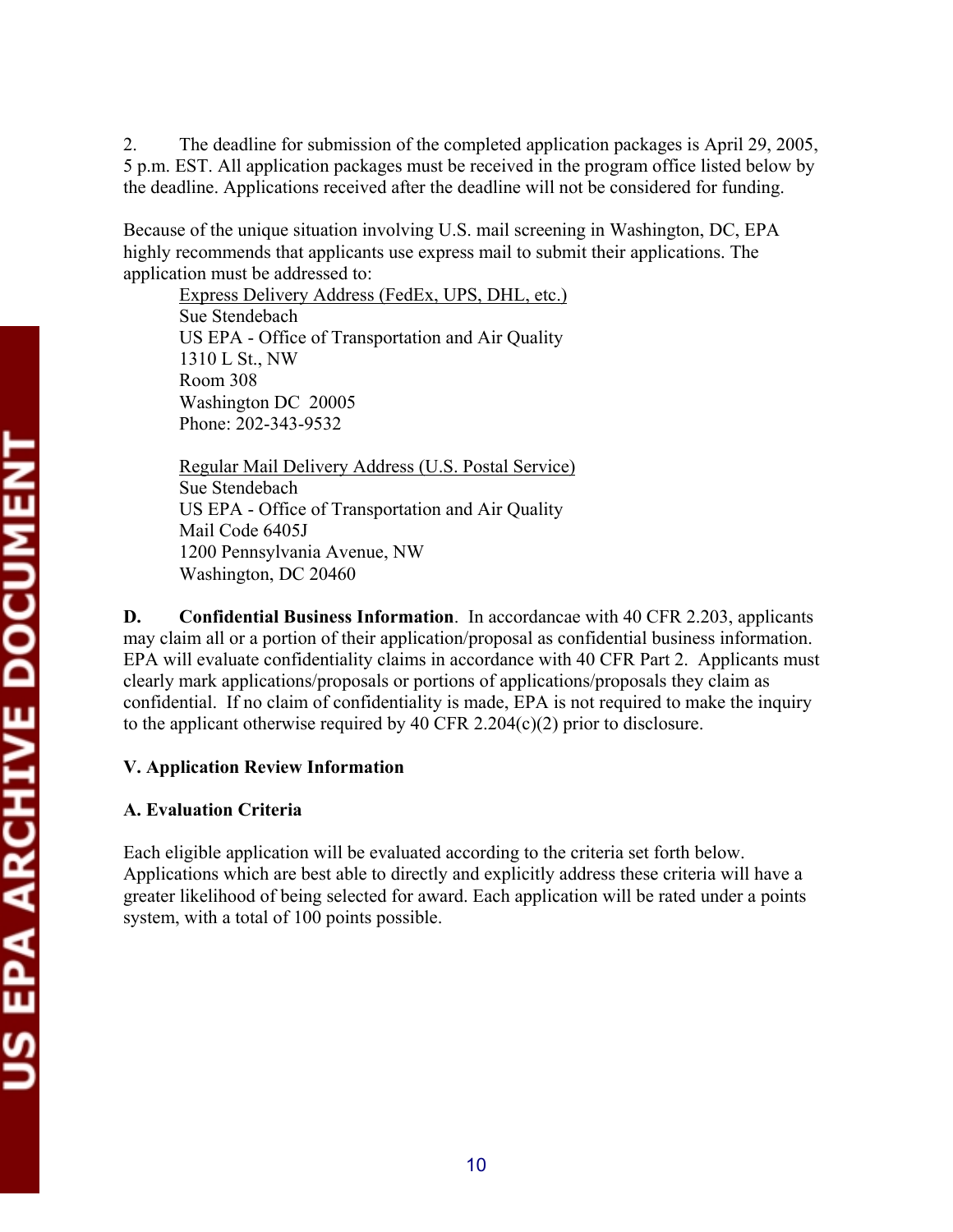2. The deadline for submission of the completed application packages is April 29, 2005, 5 p.m. EST. All application packages must be received in the program office listed below by the deadline. Applications received after the deadline will not be considered for funding.

Because of the unique situation involving U.S. mail screening in Washington, DC, EPA highly recommends that applicants use express mail to submit their applications. The application must be addressed to:

Express Delivery Address (FedEx, UPS, DHL, etc.)
Sue Stendebach
US EPA - Office of Transportation and Air Quality
1310 L St., NW
Room 308
Washington DC 20005
Phone: 202-343-9532

Regular Mail Delivery Address (U.S. Postal Service)
Sue Stendebach
US EPA - Office of Transportation and Air Quality
Mail Code 6405J
1200 Pennsylvania Avenue, NW
Washington, DC 20460

**D. Confidential Business Information**. In accordancae with 40 CFR 2.203, applicants may claim all or a portion of their application/proposal as confidential business information. EPA will evaluate confidentiality claims in accordance with 40 CFR Part 2. Applicants must clearly mark applications/proposals or portions of applications/proposals they claim as confidential. If no claim of confidentiality is made, EPA is not required to make the inquiry to the applicant otherwise required by 40 CFR 2.204(c)(2) prior to disclosure.

## V. Application Review Information

### A. Evaluation Criteria

Each eligible application will be evaluated according to the criteria set forth below. Applications which are best able to directly and explicitly address these criteria will have a greater likelihood of being selected for award. Each application will be rated under a points system, with a total of 100 points possible.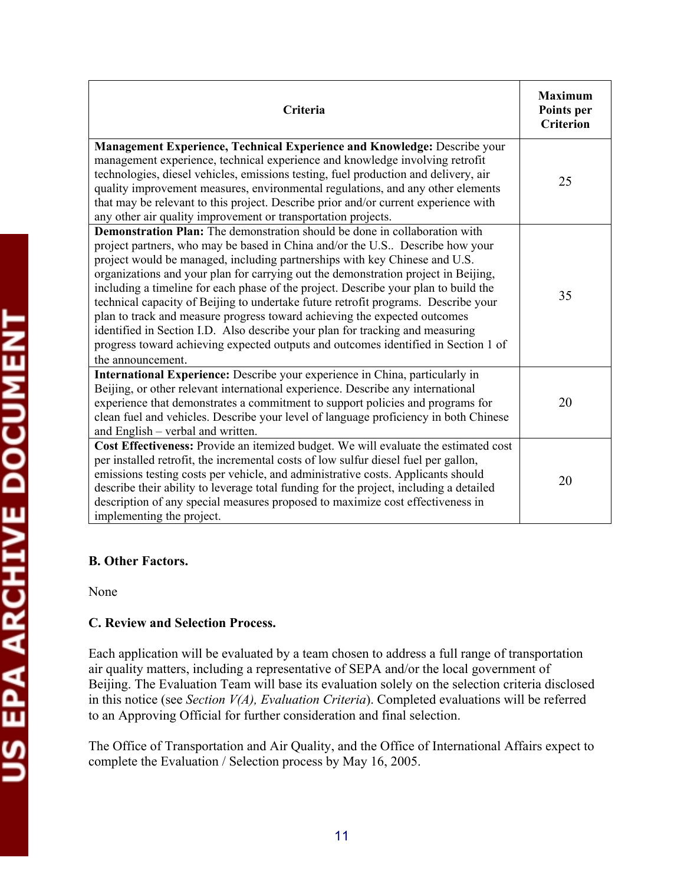| Criteria | Maximum Points per Criterion |
|---|---|
| **Management Experience, Technical Experience and Knowledge:** Describe your management experience, technical experience and knowledge involving retrofit technologies, diesel vehicles, emissions testing, fuel production and delivery, air quality improvement measures, environmental regulations, and any other elements that may be relevant to this project. Describe prior and/or current experience with any other air quality improvement or transportation projects. | 25 |
| **Demonstration Plan:** The demonstration should be done in collaboration with project partners, who may be based in China and/or the U.S.. Describe how your project would be managed, including partnerships with key Chinese and U.S. organizations and your plan for carrying out the demonstration project in Beijing, including a timeline for each phase of the project. Describe your plan to build the technical capacity of Beijing to undertake future retrofit programs. Describe your plan to track and measure progress toward achieving the expected outcomes identified in Section I.D. Also describe your plan for tracking and measuring progress toward achieving expected outputs and outcomes identified in Section 1 of the announcement. | 35 |
| **International Experience:** Describe your experience in China, particularly in Beijing, or other relevant international experience. Describe any international experience that demonstrates a commitment to support policies and programs for clean fuel and vehicles. Describe your level of language proficiency in both Chinese and English – verbal and written. | 20 |
| **Cost Effectiveness:** Provide an itemized budget. We will evaluate the estimated cost per installed retrofit, the incremental costs of low sulfur diesel fuel per gallon, emissions testing costs per vehicle, and administrative costs. Applicants should describe their ability to leverage total funding for the project, including a detailed description of any special measures proposed to maximize cost effectiveness in implementing the project. | 20 |

**B. Other Factors.**

None

**C. Review and Selection Process.**

Each application will be evaluated by a team chosen to address a full range of transportation air quality matters, including a representative of SEPA and/or the local government of Beijing. The Evaluation Team will base its evaluation solely on the selection criteria disclosed in this notice (see *Section V(A), Evaluation Criteria*). Completed evaluations will be referred to an Approving Official for further consideration and final selection.

The Office of Transportation and Air Quality, and the Office of International Affairs expect to complete the Evaluation / Selection process by May 16, 2005.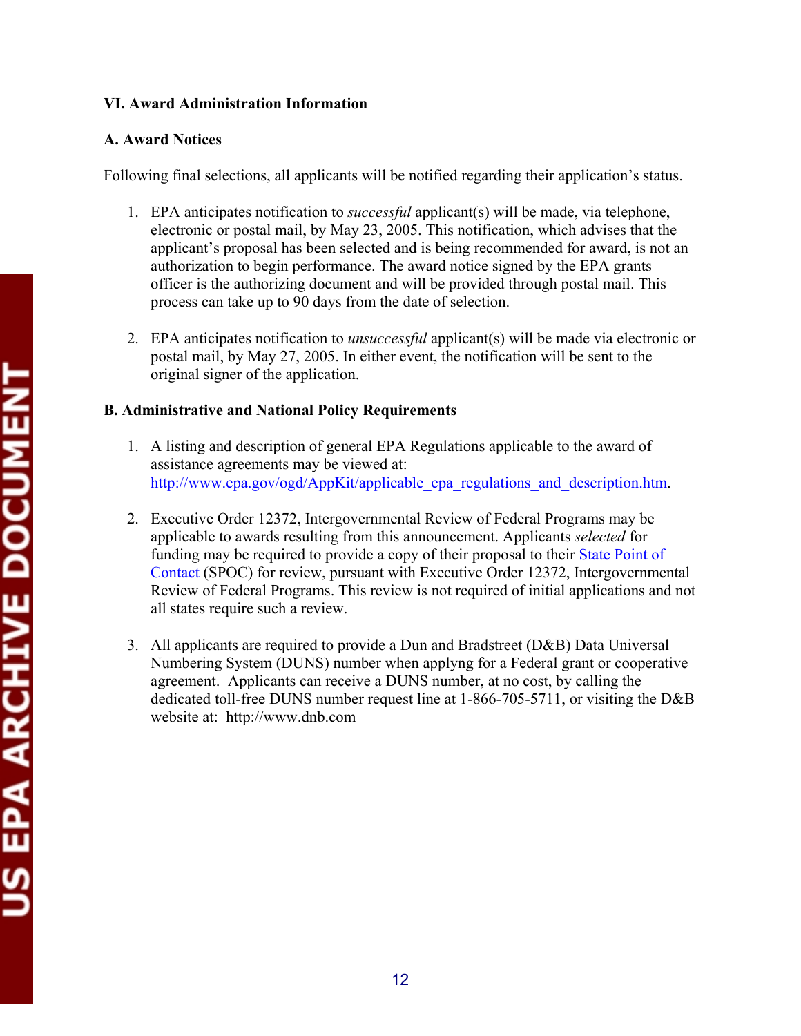## VI. Award Administration Information

### A. Award Notices

Following final selections, all applicants will be notified regarding their application's status.

1. EPA anticipates notification to *successful* applicant(s) will be made, via telephone, electronic or postal mail, by May 23, 2005. This notification, which advises that the applicant's proposal has been selected and is being recommended for award, is not an authorization to begin performance. The award notice signed by the EPA grants officer is the authorizing document and will be provided through postal mail. This process can take up to 90 days from the date of selection.

2. EPA anticipates notification to *unsuccessful* applicant(s) will be made via electronic or postal mail, by May 27, 2005. In either event, the notification will be sent to the original signer of the application.

### B. Administrative and National Policy Requirements

1. A listing and description of general EPA Regulations applicable to the award of assistance agreements may be viewed at: http://www.epa.gov/ogd/AppKit/applicable_epa_regulations_and_description.htm.

2. Executive Order 12372, Intergovernmental Review of Federal Programs may be applicable to awards resulting from this announcement. Applicants *selected* for funding may be required to provide a copy of their proposal to their State Point of Contact (SPOC) for review, pursuant with Executive Order 12372, Intergovernmental Review of Federal Programs. This review is not required of initial applications and not all states require such a review.

3. All applicants are required to provide a Dun and Bradstreet (D&B) Data Universal Numbering System (DUNS) number when applyng for a Federal grant or cooperative agreement. Applicants can receive a DUNS number, at no cost, by calling the dedicated toll-free DUNS number request line at 1-866-705-5711, or visiting the D&B website at: http://www.dnb.com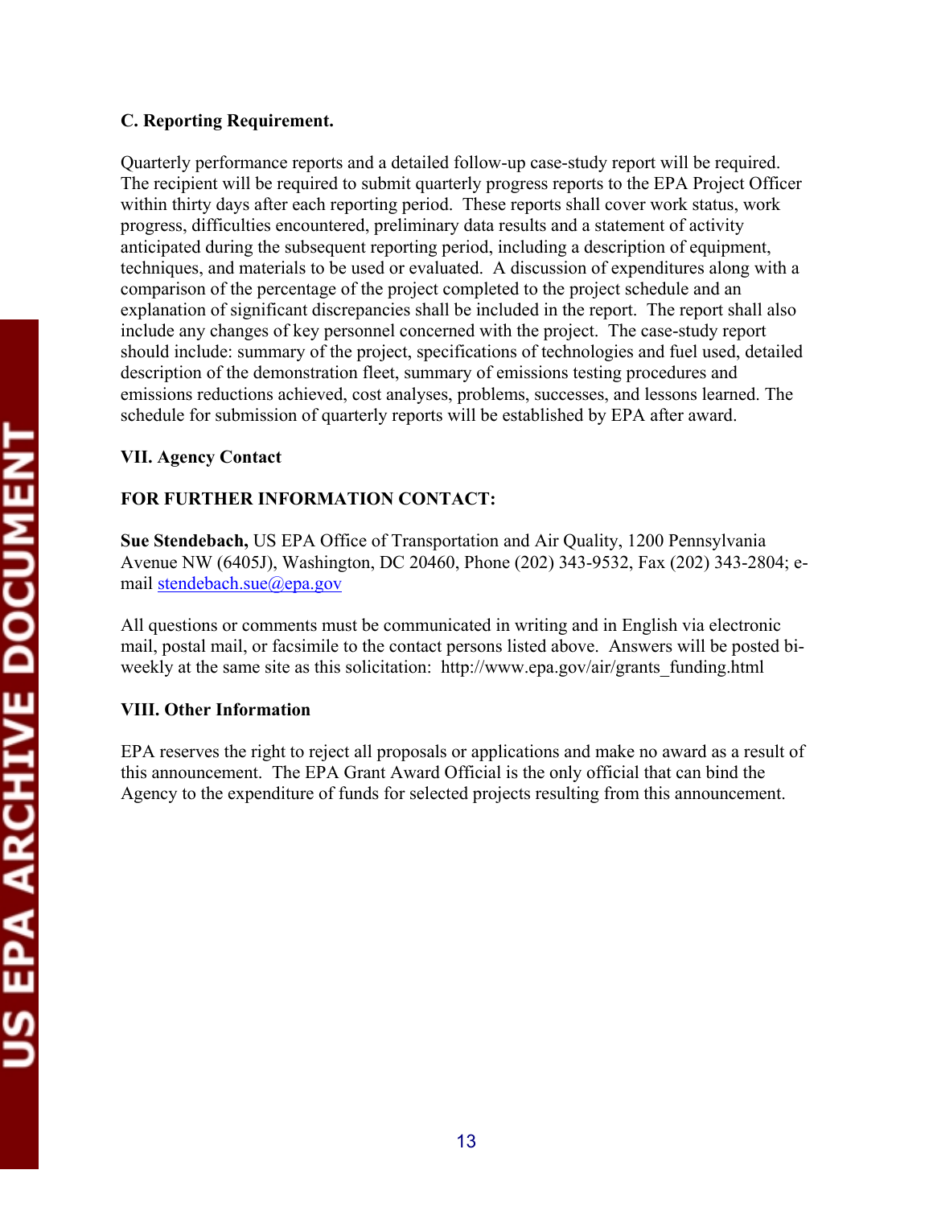**C. Reporting Requirement.**

Quarterly performance reports and a detailed follow-up case-study report will be required. The recipient will be required to submit quarterly progress reports to the EPA Project Officer within thirty days after each reporting period. These reports shall cover work status, work progress, difficulties encountered, preliminary data results and a statement of activity anticipated during the subsequent reporting period, including a description of equipment, techniques, and materials to be used or evaluated. A discussion of expenditures along with a comparison of the percentage of the project completed to the project schedule and an explanation of significant discrepancies shall be included in the report. The report shall also include any changes of key personnel concerned with the project. The case-study report should include: summary of the project, specifications of technologies and fuel used, detailed description of the demonstration fleet, summary of emissions testing procedures and emissions reductions achieved, cost analyses, problems, successes, and lessons learned. The schedule for submission of quarterly reports will be established by EPA after award.

## VII. Agency Contact

**FOR FURTHER INFORMATION CONTACT:**

**Sue Stendebach,** US EPA Office of Transportation and Air Quality, 1200 Pennsylvania Avenue NW (6405J), Washington, DC 20460, Phone (202) 343-9532, Fax (202) 343-2804; e-mail stendebach.sue@epa.gov

All questions or comments must be communicated in writing and in English via electronic mail, postal mail, or facsimile to the contact persons listed above. Answers will be posted bi-weekly at the same site as this solicitation: http://www.epa.gov/air/grants_funding.html

## VIII. Other Information

EPA reserves the right to reject all proposals or applications and make no award as a result of this announcement. The EPA Grant Award Official is the only official that can bind the Agency to the expenditure of funds for selected projects resulting from this announcement.